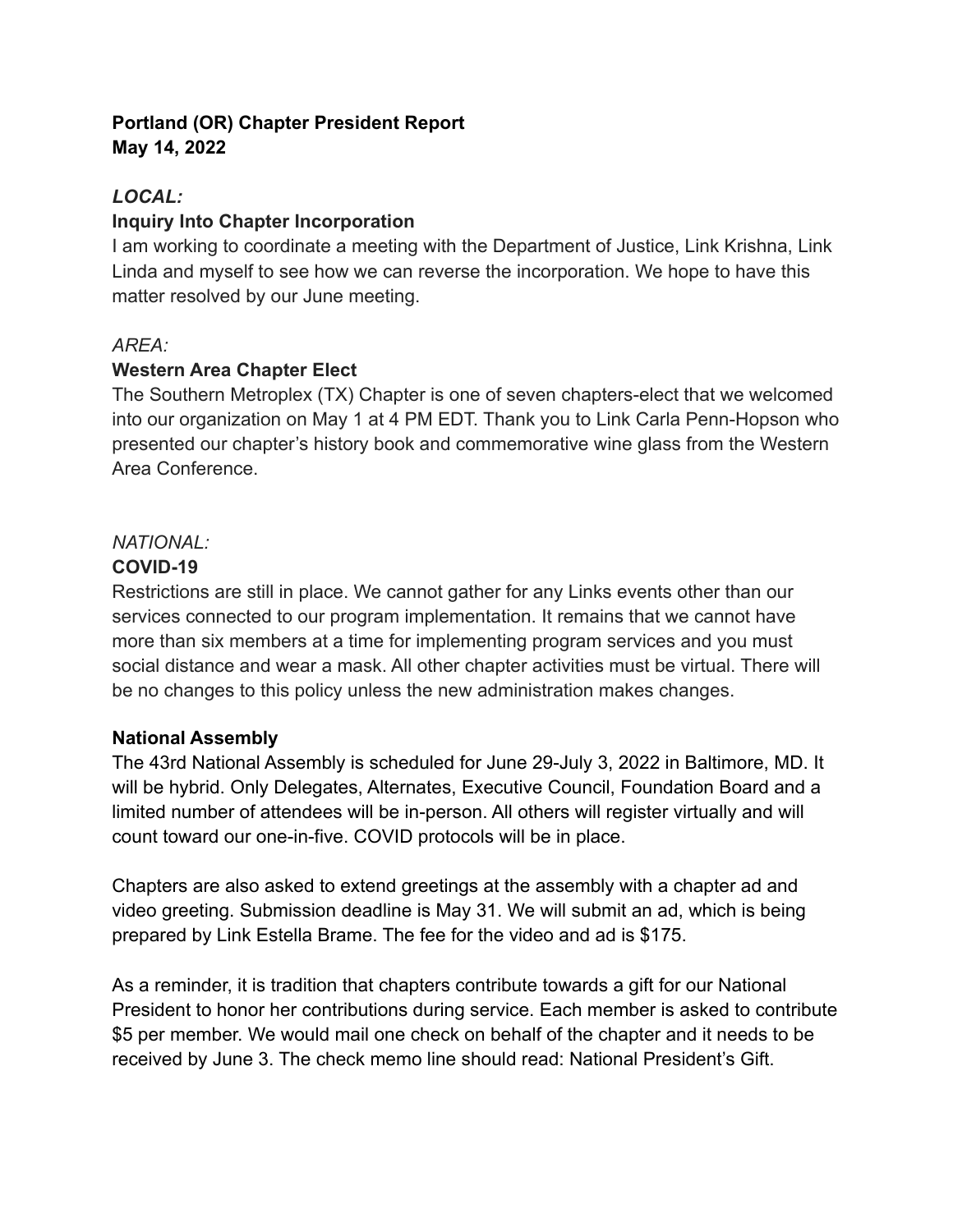**Portland (OR) Chapter President Report**
**May 14, 2022**

***LOCAL:***

**Inquiry Into Chapter Incorporation**

I am working to coordinate a meeting with the Department of Justice, Link Krishna, Link Linda and myself to see how we can reverse the incorporation. We hope to have this matter resolved by our June meeting.

*AREA:*

**Western Area Chapter Elect**

The Southern Metroplex (TX) Chapter is one of seven chapters-elect that we welcomed into our organization on May 1 at 4 PM EDT. Thank you to Link Carla Penn-Hopson who presented our chapter's history book and commemorative wine glass from the Western Area Conference.

*NATIONAL:*

**COVID-19**

Restrictions are still in place. We cannot gather for any Links events other than our services connected to our program implementation. It remains that we cannot have more than six members at a time for implementing program services and you must social distance and wear a mask. All other chapter activities must be virtual. There will be no changes to this policy unless the new administration makes changes.

**National Assembly**

The 43rd National Assembly is scheduled for June 29-July 3, 2022 in Baltimore, MD. It will be hybrid. Only Delegates, Alternates, Executive Council, Foundation Board and a limited number of attendees will be in-person. All others will register virtually and will count toward our one-in-five. COVID protocols will be in place.

Chapters are also asked to extend greetings at the assembly with a chapter ad and video greeting. Submission deadline is May 31. We will submit an ad, which is being prepared by Link Estella Brame. The fee for the video and ad is $175.

As a reminder, it is tradition that chapters contribute towards a gift for our National President to honor her contributions during service. Each member is asked to contribute $5 per member. We would mail one check on behalf of the chapter and it needs to be received by June 3. The check memo line should read: National President's Gift.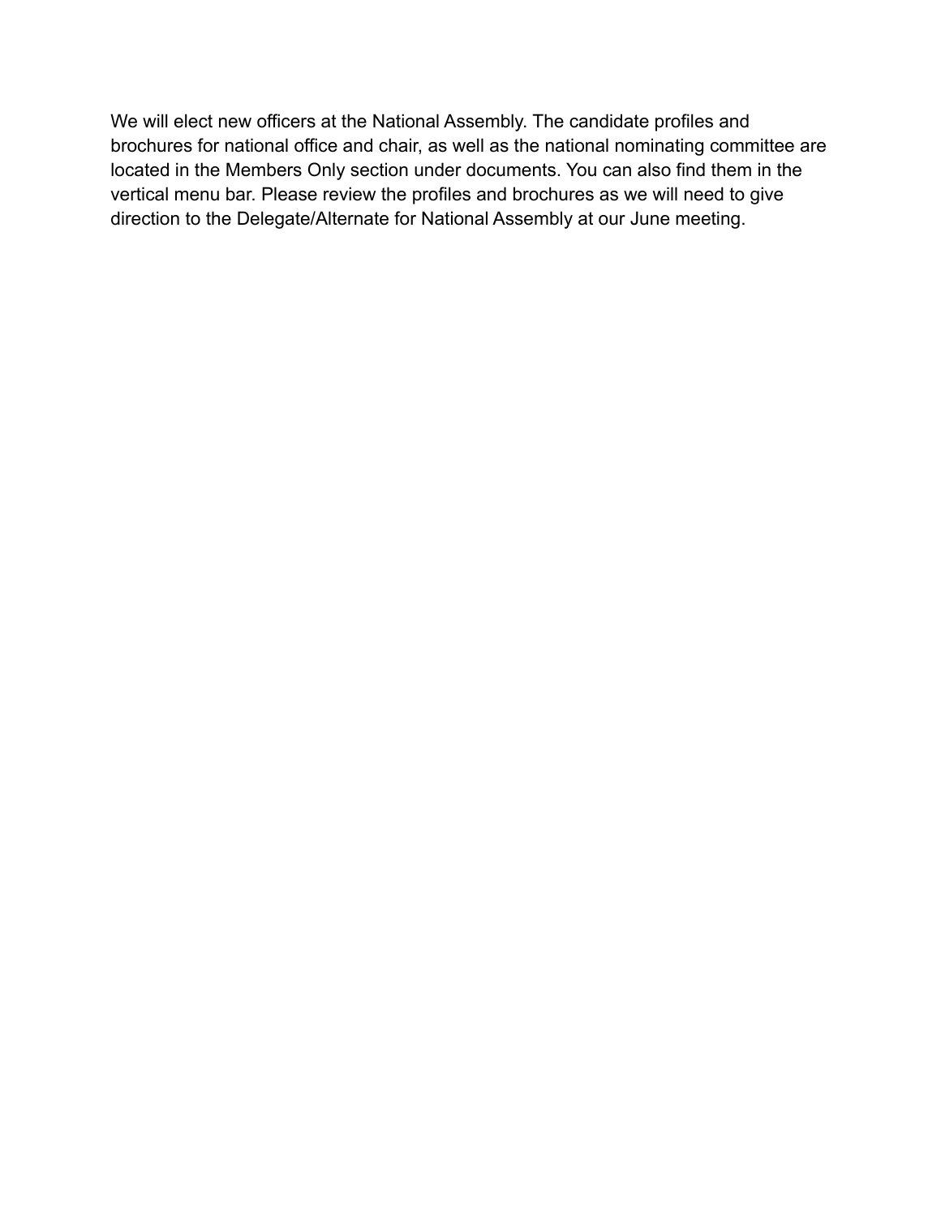We will elect new officers at the National Assembly. The candidate profiles and brochures for national office and chair, as well as the national nominating committee are located in the Members Only section under documents. You can also find them in the vertical menu bar. Please review the profiles and brochures as we will need to give direction to the Delegate/Alternate for National Assembly at our June meeting.